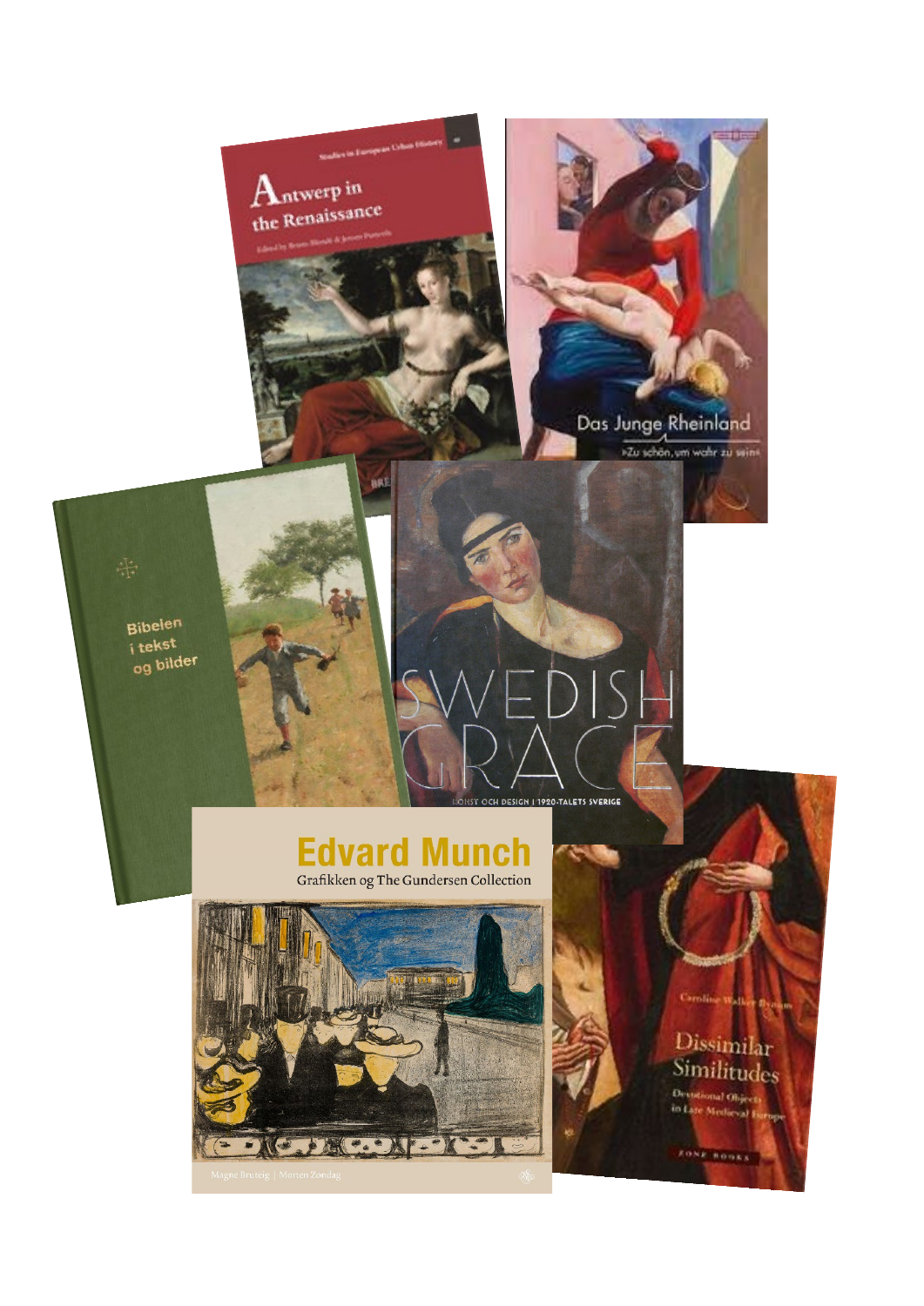Studies in European Urban History

Antwerp in the Renaissance

Das Junge Rheinland

»Zu schön, um wahr zu sein«

Bibelen i tekst og bilder

SWEDISH GRACE

KONST OCH DESIGN I 1920-TALETS SVERIGE

Edvard Munch

Grafikken og The Gundersen Collection

Magne Bruteig | Morten Zondag

Caroline Walker Bynum

Dissimilar Similitudes

Devotional Objects in Late Medieval Europe

ZONE BOOKS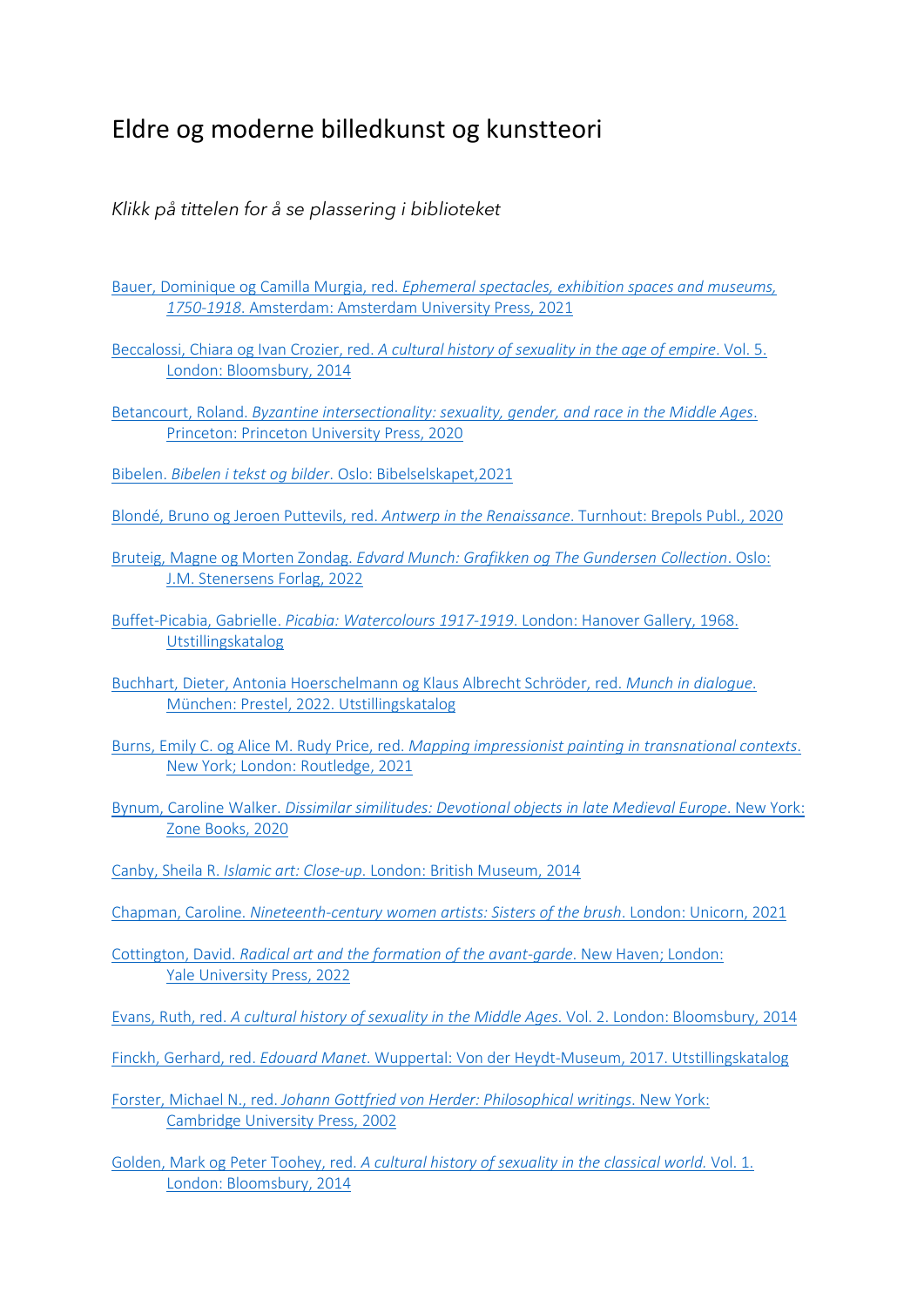# Eldre og moderne billedkunst og kunstteori

*Klikk på tittelen for å se plassering i biblioteket*

Bauer, Dominique og Camilla Murgia, red. *Ephemeral spectacles, exhibition spaces and museums, 1750-1918*. Amsterdam: Amsterdam University Press, 2021

Beccalossi, Chiara og Ivan Crozier, red. *A cultural history of sexuality in the age of empire*. Vol. 5. London: Bloomsbury, 2014

Betancourt, Roland. *Byzantine intersectionality: sexuality, gender, and race in the Middle Ages*. Princeton: Princeton University Press, 2020

Bibelen. *Bibelen i tekst og bilder*. Oslo: Bibelselskapet,2021

Blondé, Bruno og Jeroen Puttevils, red. *Antwerp in the Renaissance*. Turnhout: Brepols Publ., 2020

Bruteig, Magne og Morten Zondag. *Edvard Munch: Grafikken og The Gundersen Collection*. Oslo: J.M. Stenersens Forlag, 2022

Buffet-Picabia, Gabrielle. *Picabia: Watercolours 1917-1919*. London: Hanover Gallery, 1968. Utstillingskatalog

Buchhart, Dieter, Antonia Hoerschelmann og Klaus Albrecht Schröder, red. *Munch in dialogue*. München: Prestel, 2022. Utstillingskatalog

Burns, Emily C. og Alice M. Rudy Price, red. *Mapping impressionist painting in transnational contexts*. New York; London: Routledge, 2021

Bynum, Caroline Walker. *Dissimilar similitudes: Devotional objects in late Medieval Europe*. New York: Zone Books, 2020

Canby, Sheila R. *Islamic art: Close-up*. London: British Museum, 2014

Chapman, Caroline. *Nineteenth-century women artists: Sisters of the brush*. London: Unicorn, 2021

Cottington, David. *Radical art and the formation of the avant-garde*. New Haven; London: Yale University Press, 2022

Evans, Ruth, red. *A cultural history of sexuality in the Middle Ages*. Vol. 2. London: Bloomsbury, 2014

Finckh, Gerhard, red. *Edouard Manet*. Wuppertal: Von der Heydt-Museum, 2017. Utstillingskatalog

Forster, Michael N., red. *Johann Gottfried von Herder: Philosophical writings*. New York: Cambridge University Press, 2002

Golden, Mark og Peter Toohey, red. *A cultural history of sexuality in the classical world*. Vol. 1. London: Bloomsbury, 2014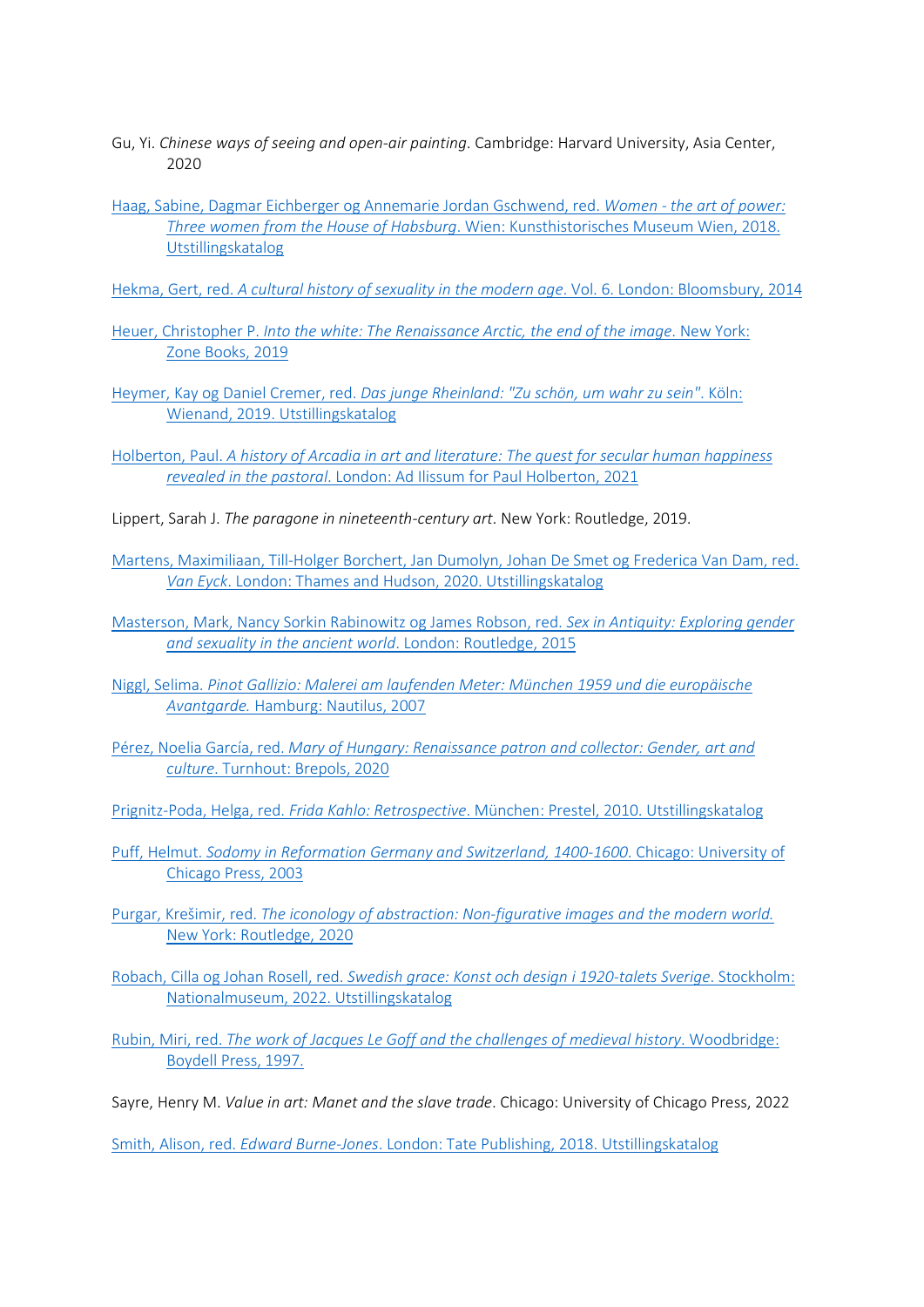Gu, Yi. *Chinese ways of seeing and open-air painting*. Cambridge: Harvard University, Asia Center, 2020

Haag, Sabine, Dagmar Eichberger og Annemarie Jordan Gschwend, red. *Women - the art of power: Three women from the House of Habsburg*. Wien: Kunsthistorisches Museum Wien, 2018. Utstillingskatalog

Hekma, Gert, red. *A cultural history of sexuality in the modern age*. Vol. 6. London: Bloomsbury, 2014

Heuer, Christopher P. *Into the white: The Renaissance Arctic, the end of the image*. New York: Zone Books, 2019

Heymer, Kay og Daniel Cremer, red. *Das junge Rheinland: "Zu schön, um wahr zu sein"*. Köln: Wienand, 2019. Utstillingskatalog

Holberton, Paul. *A history of Arcadia in art and literature: The quest for secular human happiness revealed in the pastoral*. London: Ad Ilissum for Paul Holberton, 2021

Lippert, Sarah J. *The paragone in nineteenth-century art*. New York: Routledge, 2019.

Martens, Maximiliaan, Till-Holger Borchert, Jan Dumolyn, Johan De Smet og Frederica Van Dam, red. *Van Eyck*. London: Thames and Hudson, 2020. Utstillingskatalog

Masterson, Mark, Nancy Sorkin Rabinowitz og James Robson, red. *Sex in Antiquity: Exploring gender and sexuality in the ancient world*. London: Routledge, 2015

Niggl, Selima. *Pinot Gallizio: Malerei am laufenden Meter: München 1959 und die europäische Avantgarde.* Hamburg: Nautilus, 2007

Pérez, Noelia García, red. *Mary of Hungary: Renaissance patron and collector: Gender, art and culture*. Turnhout: Brepols, 2020

Prignitz-Poda, Helga, red. *Frida Kahlo: Retrospective*. München: Prestel, 2010. Utstillingskatalog

Puff, Helmut. *Sodomy in Reformation Germany and Switzerland, 1400-1600*. Chicago: University of Chicago Press, 2003

Purgar, Krešimir, red. *The iconology of abstraction: Non-figurative images and the modern world.* New York: Routledge, 2020

Robach, Cilla og Johan Rosell, red. *Swedish grace: Konst och design i 1920-talets Sverige*. Stockholm: Nationalmuseum, 2022. Utstillingskatalog

Rubin, Miri, red. *The work of Jacques Le Goff and the challenges of medieval history*. Woodbridge: Boydell Press, 1997.

Sayre, Henry M. *Value in art: Manet and the slave trade*. Chicago: University of Chicago Press, 2022

Smith, Alison, red. *Edward Burne-Jones*. London: Tate Publishing, 2018. Utstillingskatalog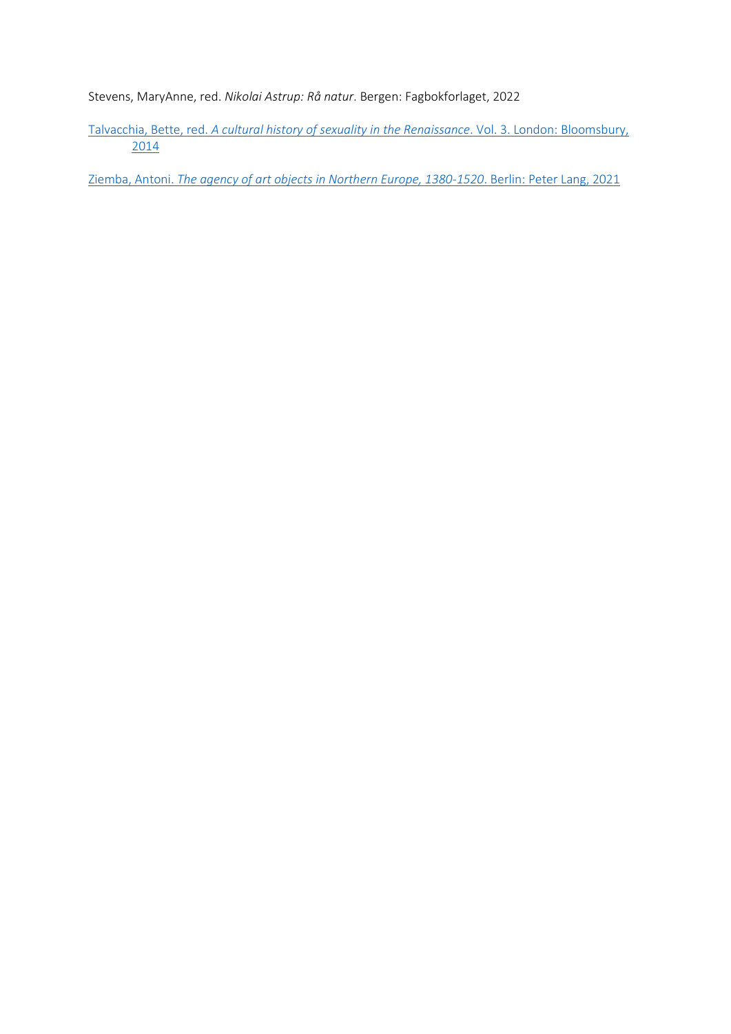Stevens, MaryAnne, red. *Nikolai Astrup: Rå natur*. Bergen: Fagbokforlaget, 2022

Talvacchia, Bette, red. *A cultural history of sexuality in the Renaissance*. Vol. 3. London: Bloomsbury, 2014

Ziemba, Antoni. *The agency of art objects in Northern Europe, 1380-1520*. Berlin: Peter Lang, 2021